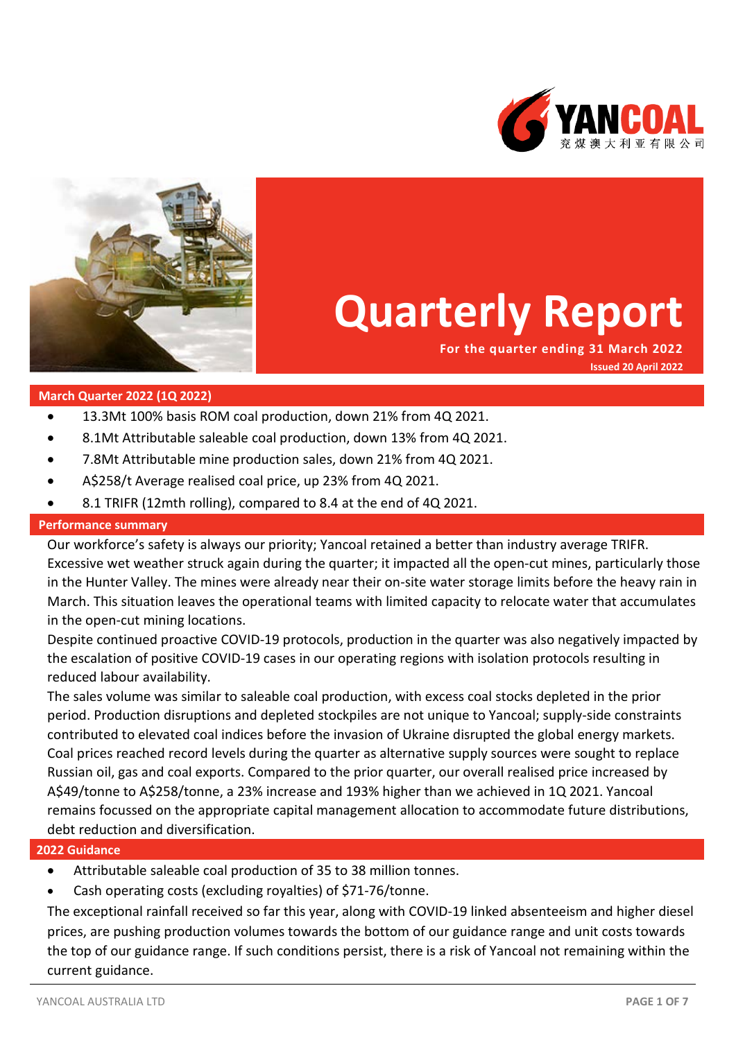# Quarterly Report

**For the quarter ending 31 March 2022**

**Issued 20 April 2022**

## March Quarter 2022 (1Q 2022)

- 13.3Mt 100% basis ROM coal production, down 21% from 4Q 2021.
- 8.1Mt Attributable saleable coal production, down 13% from 4Q 2021.
- 7.8Mt Attributable mine production sales, down 21% from 4Q 2021.
- A$258/t Average realised coal price, up 23% from 4Q 2021.
- 8.1 TRIFR (12mth rolling), compared to 8.4 at the end of 4Q 2021.

## Performance summary

Our workforce's safety is always our priority; Yancoal retained a better than industry average TRIFR.

Excessive wet weather struck again during the quarter; it impacted all the open-cut mines, particularly those in the Hunter Valley. The mines were already near their on-site water storage limits before the heavy rain in March. This situation leaves the operational teams with limited capacity to relocate water that accumulates in the open-cut mining locations.

Despite continued proactive COVID-19 protocols, production in the quarter was also negatively impacted by the escalation of positive COVID-19 cases in our operating regions with isolation protocols resulting in reduced labour availability.

The sales volume was similar to saleable coal production, with excess coal stocks depleted in the prior period. Production disruptions and depleted stockpiles are not unique to Yancoal; supply-side constraints contributed to elevated coal indices before the invasion of Ukraine disrupted the global energy markets. Coal prices reached record levels during the quarter as alternative supply sources were sought to replace Russian oil, gas and coal exports. Compared to the prior quarter, our overall realised price increased by A$49/tonne to A$258/tonne, a 23% increase and 193% higher than we achieved in 1Q 2021. Yancoal remains focussed on the appropriate capital management allocation to accommodate future distributions, debt reduction and diversification.

## 2022 Guidance

- Attributable saleable coal production of 35 to 38 million tonnes.
- Cash operating costs (excluding royalties) of $71-76/tonne.

The exceptional rainfall received so far this year, along with COVID-19 linked absenteeism and higher diesel prices, are pushing production volumes towards the bottom of our guidance range and unit costs towards the top of our guidance range. If such conditions persist, there is a risk of Yancoal not remaining within the current guidance.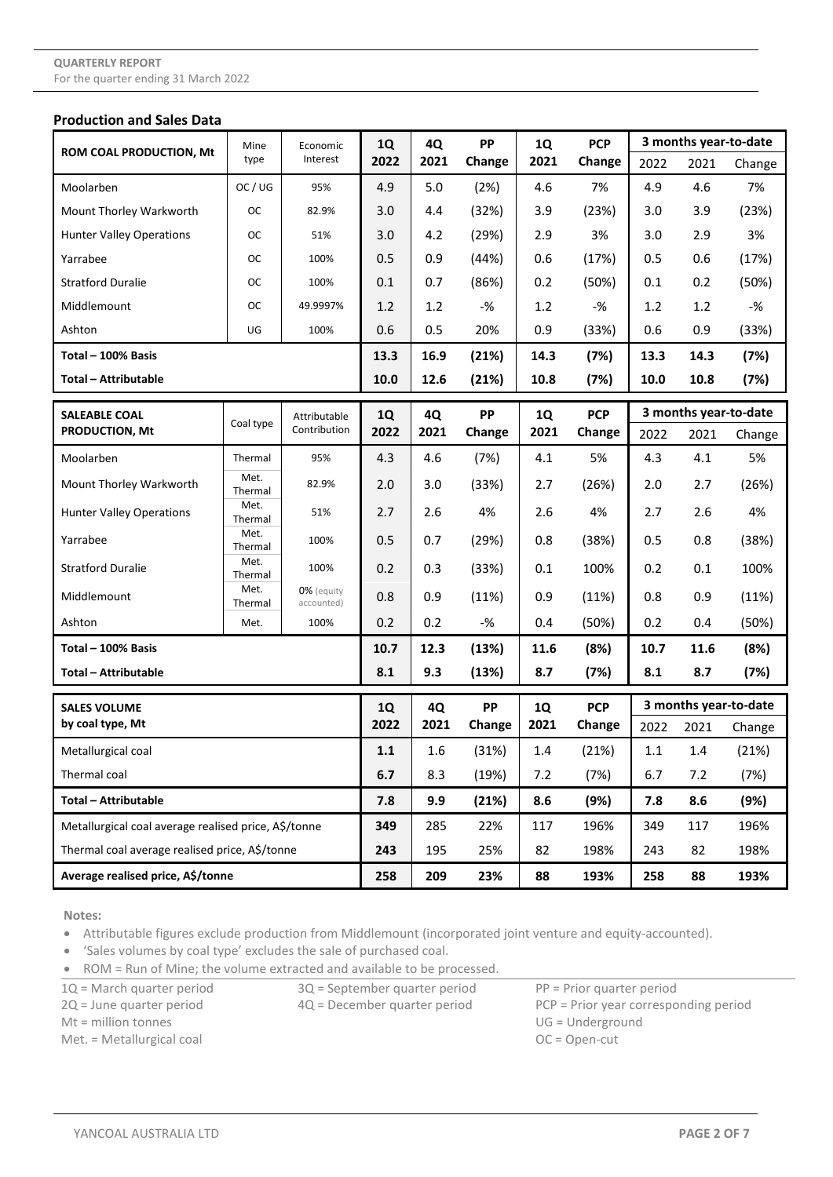## Production and Sales Data

| ROM COAL PRODUCTION, Mt | Mine type | Economic Interest | 1Q 2022 | 4Q 2021 | PP Change | 1Q 2021 | PCP Change | 3 months year-to-date | | |
|---|---|---|---|---|---|---|---|---|---|---|
| | | | | | | | | 2022 | 2021 | Change |
| Moolarben | OC / UG | 95% | 4.9 | 5.0 | (2%) | 4.6 | 7% | 4.9 | 4.6 | 7% |
| Mount Thorley Warkworth | OC | 82.9% | 3.0 | 4.4 | (32%) | 3.9 | (23%) | 3.0 | 3.9 | (23%) |
| Hunter Valley Operations | OC | 51% | 3.0 | 4.2 | (29%) | 2.9 | 3% | 3.0 | 2.9 | 3% |
| Yarrabee | OC | 100% | 0.5 | 0.9 | (44%) | 0.6 | (17%) | 0.5 | 0.6 | (17%) |
| Stratford Duralie | OC | 100% | 0.1 | 0.7 | (86%) | 0.2 | (50%) | 0.1 | 0.2 | (50%) |
| Middlemount | OC | 49.9997% | 1.2 | 1.2 | -% | 1.2 | -% | 1.2 | 1.2 | -% |
| Ashton | UG | 100% | 0.6 | 0.5 | 20% | 0.9 | (33%) | 0.6 | 0.9 | (33%) |
| **Total – 100% Basis** | | | **13.3** | **16.9** | **(21%)** | **14.3** | **(7%)** | **13.3** | **14.3** | **(7%)** |
| **Total – Attributable** | | | **10.0** | **12.6** | **(21%)** | **10.8** | **(7%)** | **10.0** | **10.8** | **(7%)** |

| SALEABLE COAL PRODUCTION, Mt | Coal type | Attributable Contribution | 1Q 2022 | 4Q 2021 | PP Change | 1Q 2021 | PCP Change | 3 months year-to-date | | |
|---|---|---|---|---|---|---|---|---|---|---|
| | | | | | | | | 2022 | 2021 | Change |
| Moolarben | Thermal | 95% | 4.3 | 4.6 | (7%) | 4.1 | 5% | 4.3 | 4.1 | 5% |
| Mount Thorley Warkworth | Met. Thermal | 82.9% | 2.0 | 3.0 | (33%) | 2.7 | (26%) | 2.0 | 2.7 | (26%) |
| Hunter Valley Operations | Met. Thermal | 51% | 2.7 | 2.6 | 4% | 2.6 | 4% | 2.7 | 2.6 | 4% |
| Yarrabee | Met. Thermal | 100% | 0.5 | 0.7 | (29%) | 0.8 | (38%) | 0.5 | 0.8 | (38%) |
| Stratford Duralie | Met. Thermal | 100% | 0.2 | 0.3 | (33%) | 0.1 | 100% | 0.2 | 0.1 | 100% |
| Middlemount | Met. Thermal | **0%** (equity accounted) | 0.8 | 0.9 | (11%) | 0.9 | (11%) | 0.8 | 0.9 | (11%) |
| Ashton | Met. | 100% | 0.2 | 0.2 | -% | 0.4 | (50%) | 0.2 | 0.4 | (50%) |
| **Total – 100% Basis** | | | **10.7** | **12.3** | **(13%)** | **11.6** | **(8%)** | **10.7** | **11.6** | **(8%)** |
| **Total – Attributable** | | | **8.1** | **9.3** | **(13%)** | **8.7** | **(7%)** | **8.1** | **8.7** | **(7%)** |

| SALES VOLUME by coal type, Mt | 1Q 2022 | 4Q 2021 | PP Change | 1Q 2021 | PCP Change | 3 months year-to-date | | |
|---|---|---|---|---|---|---|---|---|
| | | | | | | 2022 | 2021 | Change |
| Metallurgical coal | **1.1** | 1.6 | (31%) | 1.4 | (21%) | 1.1 | 1.4 | (21%) |
| Thermal coal | **6.7** | 8.3 | (19%) | 7.2 | (7%) | 6.7 | 7.2 | (7%) |
| **Total – Attributable** | **7.8** | **9.9** | **(21%)** | **8.6** | **(9%)** | **7.8** | **8.6** | **(9%)** |
| Metallurgical coal average realised price, A$/tonne | **349** | 285 | 22% | 117 | 196% | 349 | 117 | 196% |
| Thermal coal average realised price, A$/tonne | **243** | 195 | 25% | 82 | 198% | 243 | 82 | 198% |
| **Average realised price, A$/tonne** | **258** | **209** | **23%** | **88** | **193%** | **258** | **88** | **193%** |

**Notes:**

- Attributable figures exclude production from Middlemount (incorporated joint venture and equity-accounted).
- 'Sales volumes by coal type' excludes the sale of purchased coal.
- ROM = Run of Mine; the volume extracted and available to be processed.

1Q = March quarter period
2Q = June quarter period
3Q = September quarter period
4Q = December quarter period
PP = Prior quarter period
PCP = Prior year corresponding period
Mt = million tonnes
Met. = Metallurgical coal
UG = Underground
OC = Open-cut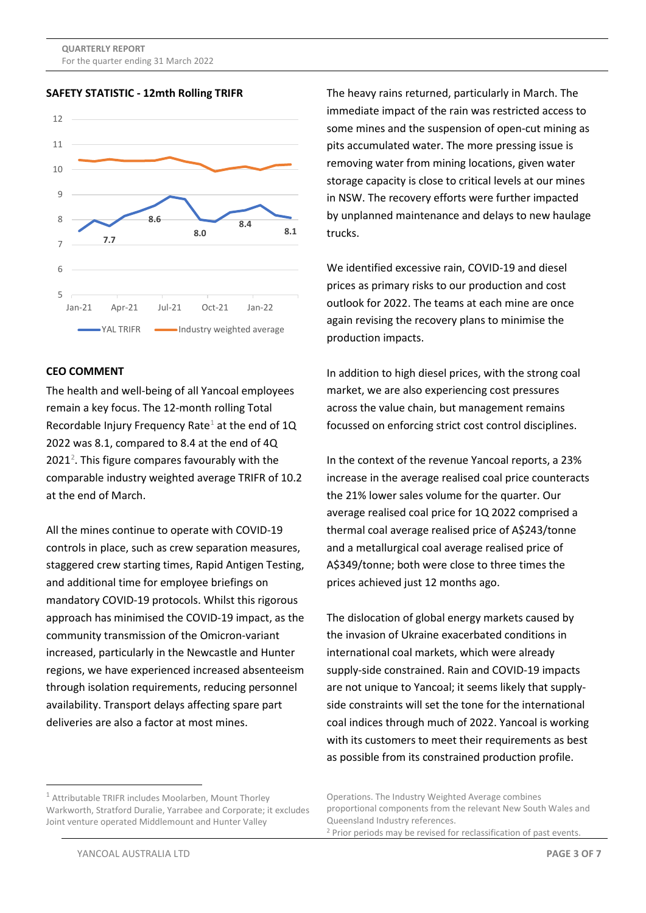## SAFETY STATISTIC - 12mth Rolling TRIFR

## CEO COMMENT

The health and well-being of all Yancoal employees remain a key focus. The 12-month rolling Total Recordable Injury Frequency Rate[1] at the end of 1Q 2022 was 8.1, compared to 8.4 at the end of 4Q 2021[2]. This figure compares favourably with the comparable industry weighted average TRIFR of 10.2 at the end of March.

All the mines continue to operate with COVID-19 controls in place, such as crew separation measures, staggered crew starting times, Rapid Antigen Testing, and additional time for employee briefings on mandatory COVID-19 protocols. Whilst this rigorous approach has minimised the COVID-19 impact, as the community transmission of the Omicron-variant increased, particularly in the Newcastle and Hunter regions, we have experienced increased absenteeism through isolation requirements, reducing personnel availability. Transport delays affecting spare part deliveries are also a factor at most mines.

The heavy rains returned, particularly in March. The immediate impact of the rain was restricted access to some mines and the suspension of open-cut mining as pits accumulated water. The more pressing issue is removing water from mining locations, given water storage capacity is close to critical levels at our mines in NSW. The recovery efforts were further impacted by unplanned maintenance and delays to new haulage trucks.

We identified excessive rain, COVID-19 and diesel prices as primary risks to our production and cost outlook for 2022. The teams at each mine are once again revising the recovery plans to minimise the production impacts.

In addition to high diesel prices, with the strong coal market, we are also experiencing cost pressures across the value chain, but management remains focussed on enforcing strict cost control disciplines.

In the context of the revenue Yancoal reports, a 23% increase in the average realised coal price counteracts the 21% lower sales volume for the quarter. Our average realised coal price for 1Q 2022 comprised a thermal coal average realised price of A$243/tonne and a metallurgical coal average realised price of A$349/tonne; both were close to three times the prices achieved just 12 months ago.

The dislocation of global energy markets caused by the invasion of Ukraine exacerbated conditions in international coal markets, which were already supply-side constrained. Rain and COVID-19 impacts are not unique to Yancoal; it seems likely that supply-side constraints will set the tone for the international coal indices through much of 2022. Yancoal is working with its customers to meet their requirements as best as possible from its constrained production profile.

---

[1] Attributable TRIFR includes Moolarben, Mount Thorley Warkworth, Stratford Duralie, Yarrabee and Corporate; it excludes Joint venture operated Middlemount and Hunter Valley Operations. The Industry Weighted Average combines proportional components from the relevant New South Wales and Queensland Industry references.

[2] Prior periods may be revised for reclassification of past events.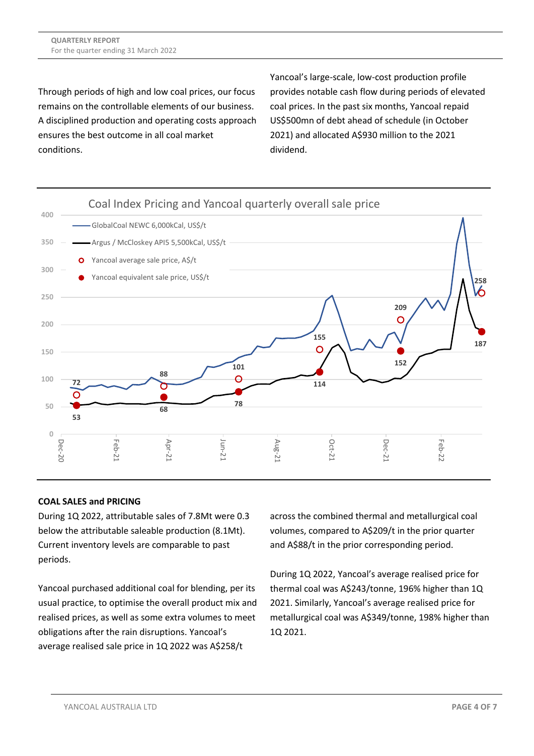Through periods of high and low coal prices, our focus remains on the controllable elements of our business. A disciplined production and operating costs approach ensures the best outcome in all coal market conditions.

Yancoal's large-scale, low-cost production profile provides notable cash flow during periods of elevated coal prices. In the past six months, Yancoal repaid US$500mn of debt ahead of schedule (in October 2021) and allocated A$930 million to the 2021 dividend.

Coal Index Pricing and Yancoal quarterly overall sale price

## COAL SALES and PRICING

During 1Q 2022, attributable sales of 7.8Mt were 0.3 below the attributable saleable production (8.1Mt). Current inventory levels are comparable to past periods.

Yancoal purchased additional coal for blending, per its usual practice, to optimise the overall product mix and realised prices, as well as some extra volumes to meet obligations after the rain disruptions. Yancoal's average realised sale price in 1Q 2022 was A$258/t across the combined thermal and metallurgical coal volumes, compared to A$209/t in the prior quarter and A$88/t in the prior corresponding period.

During 1Q 2022, Yancoal's average realised price for thermal coal was A$243/tonne, 196% higher than 1Q 2021. Similarly, Yancoal's average realised price for metallurgical coal was A$349/tonne, 198% higher than 1Q 2021.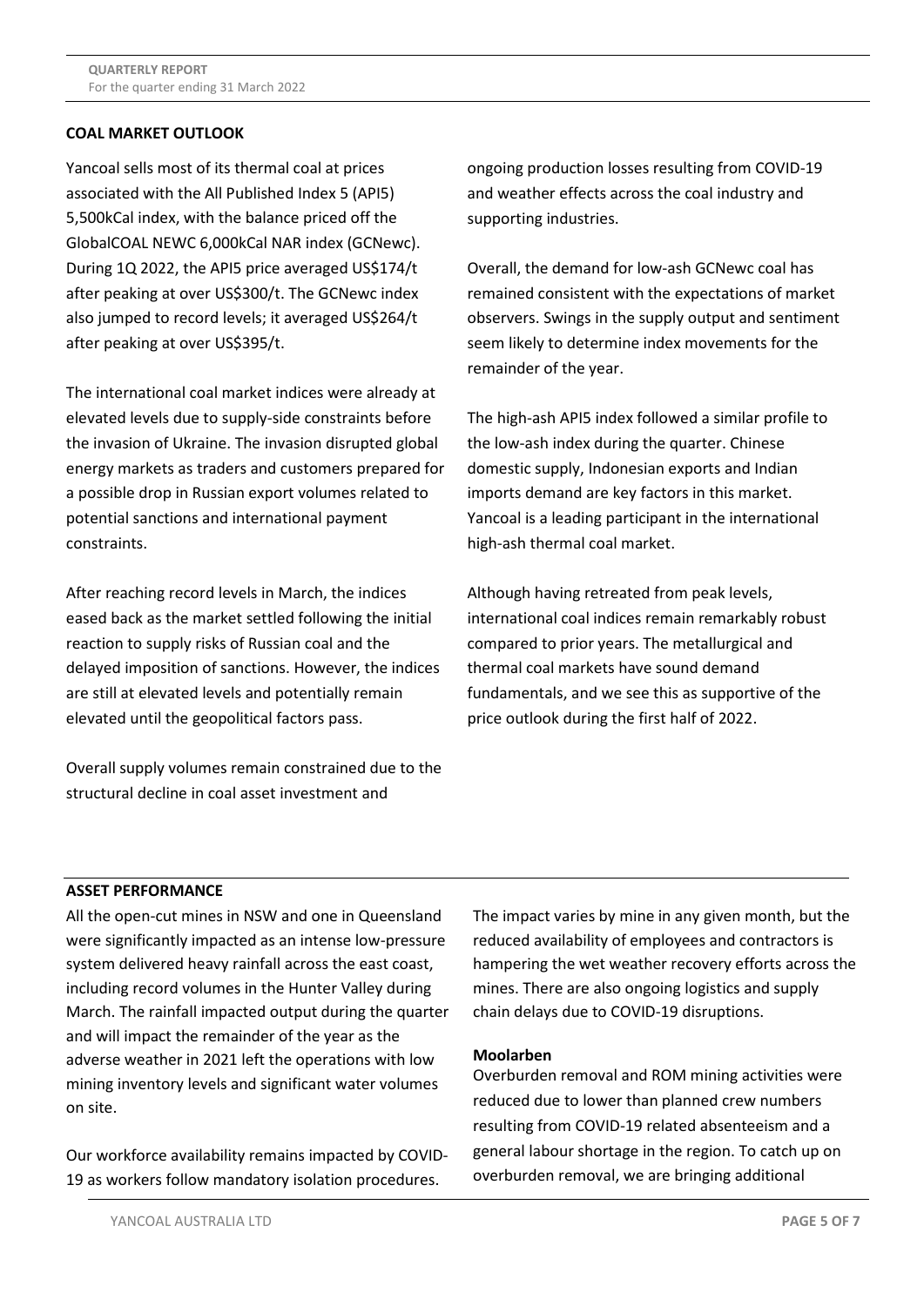## COAL MARKET OUTLOOK

Yancoal sells most of its thermal coal at prices associated with the All Published Index 5 (API5) 5,500kCal index, with the balance priced off the GlobalCOAL NEWC 6,000kCal NAR index (GCNewc). During 1Q 2022, the API5 price averaged US$174/t after peaking at over US$300/t. The GCNewc index also jumped to record levels; it averaged US$264/t after peaking at over US$395/t.

The international coal market indices were already at elevated levels due to supply-side constraints before the invasion of Ukraine. The invasion disrupted global energy markets as traders and customers prepared for a possible drop in Russian export volumes related to potential sanctions and international payment constraints.

After reaching record levels in March, the indices eased back as the market settled following the initial reaction to supply risks of Russian coal and the delayed imposition of sanctions. However, the indices are still at elevated levels and potentially remain elevated until the geopolitical factors pass.

Overall supply volumes remain constrained due to the structural decline in coal asset investment and ongoing production losses resulting from COVID-19 and weather effects across the coal industry and supporting industries.

Overall, the demand for low-ash GCNewc coal has remained consistent with the expectations of market observers. Swings in the supply output and sentiment seem likely to determine index movements for the remainder of the year.

The high-ash API5 index followed a similar profile to the low-ash index during the quarter. Chinese domestic supply, Indonesian exports and Indian imports demand are key factors in this market. Yancoal is a leading participant in the international high-ash thermal coal market.

Although having retreated from peak levels, international coal indices remain remarkably robust compared to prior years. The metallurgical and thermal coal markets have sound demand fundamentals, and we see this as supportive of the price outlook during the first half of 2022.

## ASSET PERFORMANCE

All the open-cut mines in NSW and one in Queensland were significantly impacted as an intense low-pressure system delivered heavy rainfall across the east coast, including record volumes in the Hunter Valley during March. The rainfall impacted output during the quarter and will impact the remainder of the year as the adverse weather in 2021 left the operations with low mining inventory levels and significant water volumes on site.

Our workforce availability remains impacted by COVID-19 as workers follow mandatory isolation procedures. The impact varies by mine in any given month, but the reduced availability of employees and contractors is hampering the wet weather recovery efforts across the mines. There are also ongoing logistics and supply chain delays due to COVID-19 disruptions.

### Moolarben

Overburden removal and ROM mining activities were reduced due to lower than planned crew numbers resulting from COVID-19 related absenteeism and a general labour shortage in the region. To catch up on overburden removal, we are bringing additional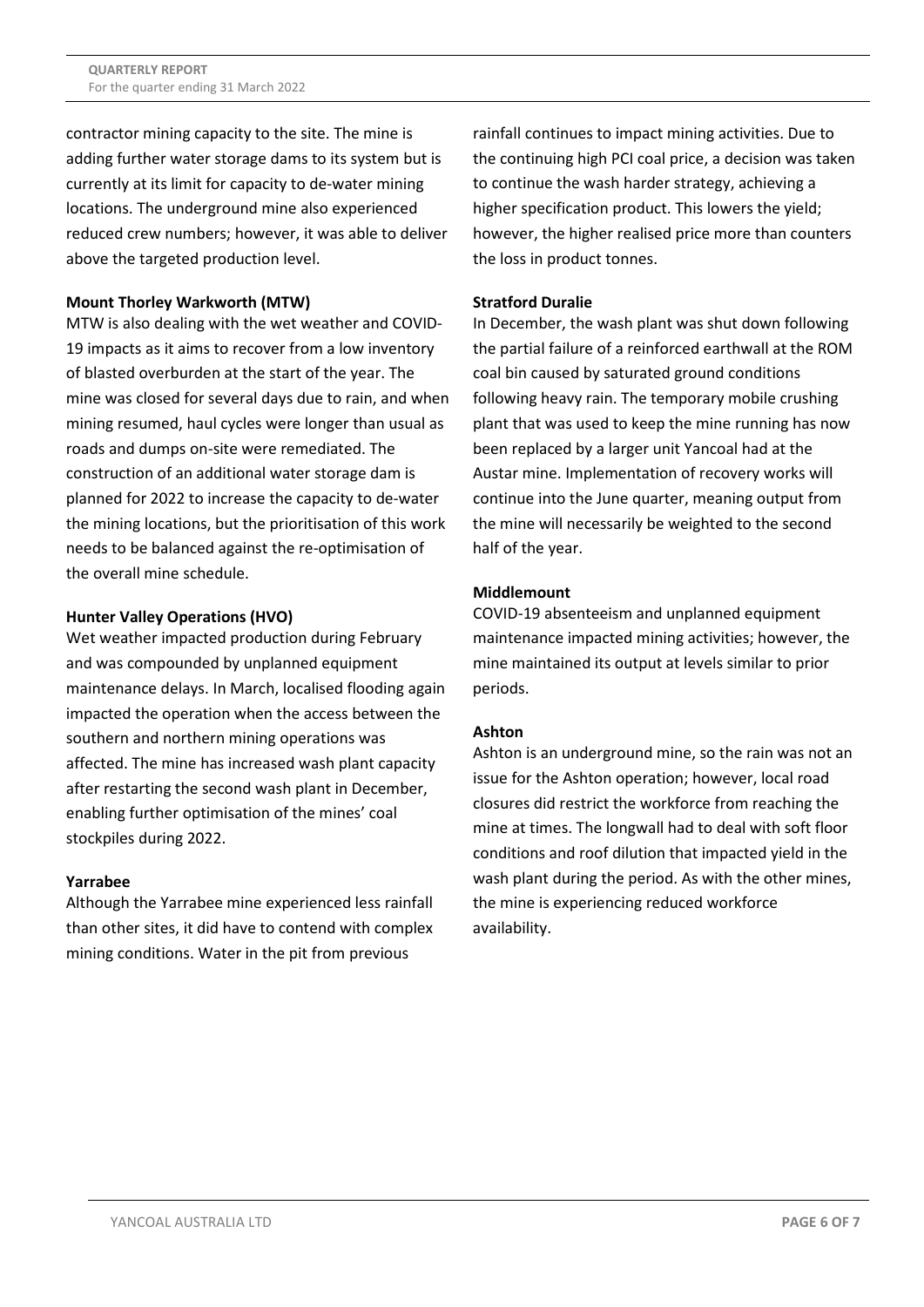contractor mining capacity to the site. The mine is adding further water storage dams to its system but is currently at its limit for capacity to de-water mining locations. The underground mine also experienced reduced crew numbers; however, it was able to deliver above the targeted production level.

**Mount Thorley Warkworth (MTW)**

MTW is also dealing with the wet weather and COVID-19 impacts as it aims to recover from a low inventory of blasted overburden at the start of the year. The mine was closed for several days due to rain, and when mining resumed, haul cycles were longer than usual as roads and dumps on-site were remediated. The construction of an additional water storage dam is planned for 2022 to increase the capacity to de-water the mining locations, but the prioritisation of this work needs to be balanced against the re-optimisation of the overall mine schedule.

**Hunter Valley Operations (HVO)**

Wet weather impacted production during February and was compounded by unplanned equipment maintenance delays. In March, localised flooding again impacted the operation when the access between the southern and northern mining operations was affected. The mine has increased wash plant capacity after restarting the second wash plant in December, enabling further optimisation of the mines' coal stockpiles during 2022.

**Yarrabee**

Although the Yarrabee mine experienced less rainfall than other sites, it did have to contend with complex mining conditions. Water in the pit from previous rainfall continues to impact mining activities. Due to the continuing high PCI coal price, a decision was taken to continue the wash harder strategy, achieving a higher specification product. This lowers the yield; however, the higher realised price more than counters the loss in product tonnes.

**Stratford Duralie**

In December, the wash plant was shut down following the partial failure of a reinforced earthwall at the ROM coal bin caused by saturated ground conditions following heavy rain. The temporary mobile crushing plant that was used to keep the mine running has now been replaced by a larger unit Yancoal had at the Austar mine. Implementation of recovery works will continue into the June quarter, meaning output from the mine will necessarily be weighted to the second half of the year.

**Middlemount**

COVID-19 absenteeism and unplanned equipment maintenance impacted mining activities; however, the mine maintained its output at levels similar to prior periods.

**Ashton**

Ashton is an underground mine, so the rain was not an issue for the Ashton operation; however, local road closures did restrict the workforce from reaching the mine at times. The longwall had to deal with soft floor conditions and roof dilution that impacted yield in the wash plant during the period. As with the other mines, the mine is experiencing reduced workforce availability.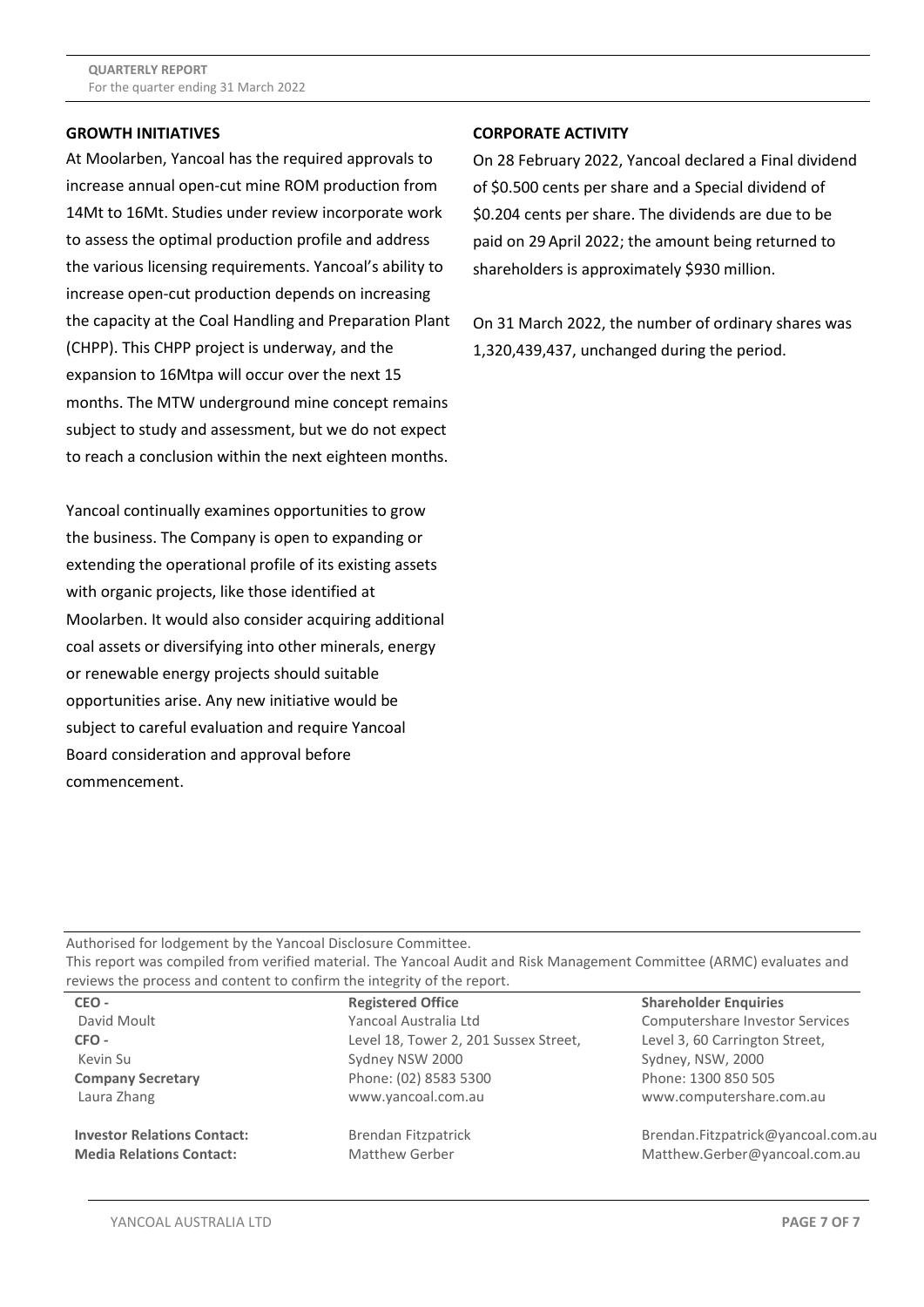## GROWTH INITIATIVES

At Moolarben, Yancoal has the required approvals to increase annual open-cut mine ROM production from 14Mt to 16Mt. Studies under review incorporate work to assess the optimal production profile and address the various licensing requirements. Yancoal's ability to increase open-cut production depends on increasing the capacity at the Coal Handling and Preparation Plant (CHPP). This CHPP project is underway, and the expansion to 16Mtpa will occur over the next 15 months. The MTW underground mine concept remains subject to study and assessment, but we do not expect to reach a conclusion within the next eighteen months.

Yancoal continually examines opportunities to grow the business. The Company is open to expanding or extending the operational profile of its existing assets with organic projects, like those identified at Moolarben. It would also consider acquiring additional coal assets or diversifying into other minerals, energy or renewable energy projects should suitable opportunities arise. Any new initiative would be subject to careful evaluation and require Yancoal Board consideration and approval before commencement.

## CORPORATE ACTIVITY

On 28 February 2022, Yancoal declared a Final dividend of $0.500 cents per share and a Special dividend of $0.204 cents per share. The dividends are due to be paid on 29 April 2022; the amount being returned to shareholders is approximately $930 million.

On 31 March 2022, the number of ordinary shares was 1,320,439,437, unchanged during the period.

Authorised for lodgement by the Yancoal Disclosure Committee.
This report was compiled from verified material. The Yancoal Audit and Risk Management Committee (ARMC) evaluates and reviews the process and content to confirm the integrity of the report.

| | | |
|---|---|---|
| **CEO -** | **Registered Office** | **Shareholder Enquiries** |
| David Moult | Yancoal Australia Ltd | Computershare Investor Services |
| **CFO -** | Level 18, Tower 2, 201 Sussex Street, | Level 3, 60 Carrington Street, |
| Kevin Su | Sydney NSW 2000 | Sydney, NSW, 2000 |
| **Company Secretary** | Phone: (02) 8583 5300 | Phone: 1300 850 505 |
| Laura Zhang | www.yancoal.com.au | www.computershare.com.au |
| **Investor Relations Contact:** | Brendan Fitzpatrick | Brendan.Fitzpatrick@yancoal.com.au |
| **Media Relations Contact:** | Matthew Gerber | Matthew.Gerber@yancoal.com.au |